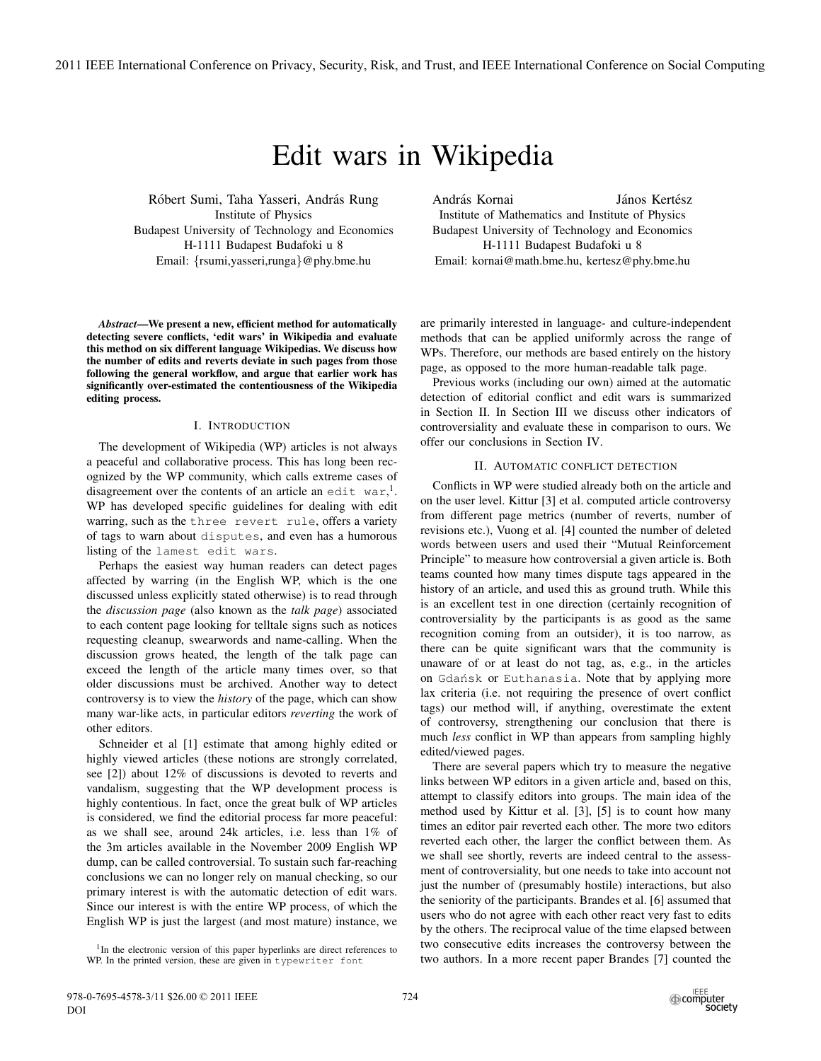# Edit wars in Wikipedia

Róbert Sumi, Taha Yasseri, András Rung
Institute of Physics
Budapest University of Technology and Economics
H-1111 Budapest Budafoki u 8
Email: {rsumi,yasseri,runga}@phy.bme.hu

András Kornai, János Kertész
Institute of Mathematics and Institute of Physics
Budapest University of Technology and Economics
H-1111 Budapest Budafoki u 8
Email: kornai@math.bme.hu, kertesz@phy.bme.hu

***Abstract*—We present a new, efficient method for automatically detecting severe conflicts, 'edit wars' in Wikipedia and evaluate this method on six different language Wikipedias. We discuss how the number of edits and reverts deviate in such pages from those following the general workflow, and argue that earlier work has significantly over-estimated the contentiousness of the Wikipedia editing process.**

## I. Introduction

The development of Wikipedia (WP) articles is not always a peaceful and collaborative process. This has long been recognized by the WP community, which calls extreme cases of disagreement over the contents of an article an `edit war`,[1]. WP has developed specific guidelines for dealing with edit warring, such as the `three revert rule`, offers a variety of tags to warn about `disputes`, and even has a humorous listing of the `lamest edit wars`.

Perhaps the easiest way human readers can detect pages affected by warring (in the English WP, which is the one discussed unless explicitly stated otherwise) is to read through the *discussion page* (also known as the *talk page*) associated to each content page looking for telltale signs such as notices requesting cleanup, swearwords and name-calling. When the discussion grows heated, the length of the talk page can exceed the length of the article many times over, so that older discussions must be archived. Another way to detect controversy is to view the *history* of the page, which can show many war-like acts, in particular editors *reverting* the work of other editors.

Schneider et al [1] estimate that among highly edited or highly viewed articles (these notions are strongly correlated, see [2]) about 12% of discussions is devoted to reverts and vandalism, suggesting that the WP development process is highly contentious. In fact, once the great bulk of WP articles is considered, we find the editorial process far more peaceful: as we shall see, around 24k articles, i.e. less than 1% of the 3m articles available in the November 2009 English WP dump, can be called controversial. To sustain such far-reaching conclusions we can no longer rely on manual checking, so our primary interest is with the automatic detection of edit wars. Since our interest is with the entire WP process, of which the English WP is just the largest (and most mature) instance, we are primarily interested in language- and culture-independent methods that can be applied uniformly across the range of WPs. Therefore, our methods are based entirely on the history page, as opposed to the more human-readable talk page.

Previous works (including our own) aimed at the automatic detection of editorial conflict and edit wars is summarized in Section II. In Section III we discuss other indicators of controversiality and evaluate these in comparison to ours. We offer our conclusions in Section IV.

## II. Automatic conflict detection

Conflicts in WP were studied already both on the article and on the user level. Kittur [3] et al. computed article controversy from different page metrics (number of reverts, number of revisions etc.), Vuong et al. [4] counted the number of deleted words between users and used their "Mutual Reinforcement Principle" to measure how controversial a given article is. Both teams counted how many times dispute tags appeared in the history of an article, and used this as ground truth. While this is an excellent test in one direction (certainly recognition of controversiality by the participants is as good as the same recognition coming from an outsider), it is too narrow, as there can be quite significant wars that the community is unaware of or at least do not tag, as, e.g., in the articles on `Gdańsk` or `Euthanasia`. Note that by applying more lax criteria (i.e. not requiring the presence of overt conflict tags) our method will, if anything, overestimate the extent of controversy, strengthening our conclusion that there is much *less* conflict in WP than appears from sampling highly edited/viewed pages.

There are several papers which try to measure the negative links between WP editors in a given article and, based on this, attempt to classify editors into groups. The main idea of the method used by Kittur et al. [3], [5] is to count how many times an editor pair reverted each other. The more two editors reverted each other, the larger the conflict between them. As we shall see shortly, reverts are indeed central to the assessment of controversiality, but one needs to take into account not just the number of (presumably hostile) interactions, but also the seniority of the participants. Brandes et al. [6] assumed that users who do not agree with each other react very fast to edits by the others. The reciprocal value of the time elapsed between two consecutive edits increases the controversy between the two authors. In a more recent paper Brandes [7] counted the

[1] In the electronic version of this paper hyperlinks are direct references to WP. In the printed version, these are given in `typewriter font`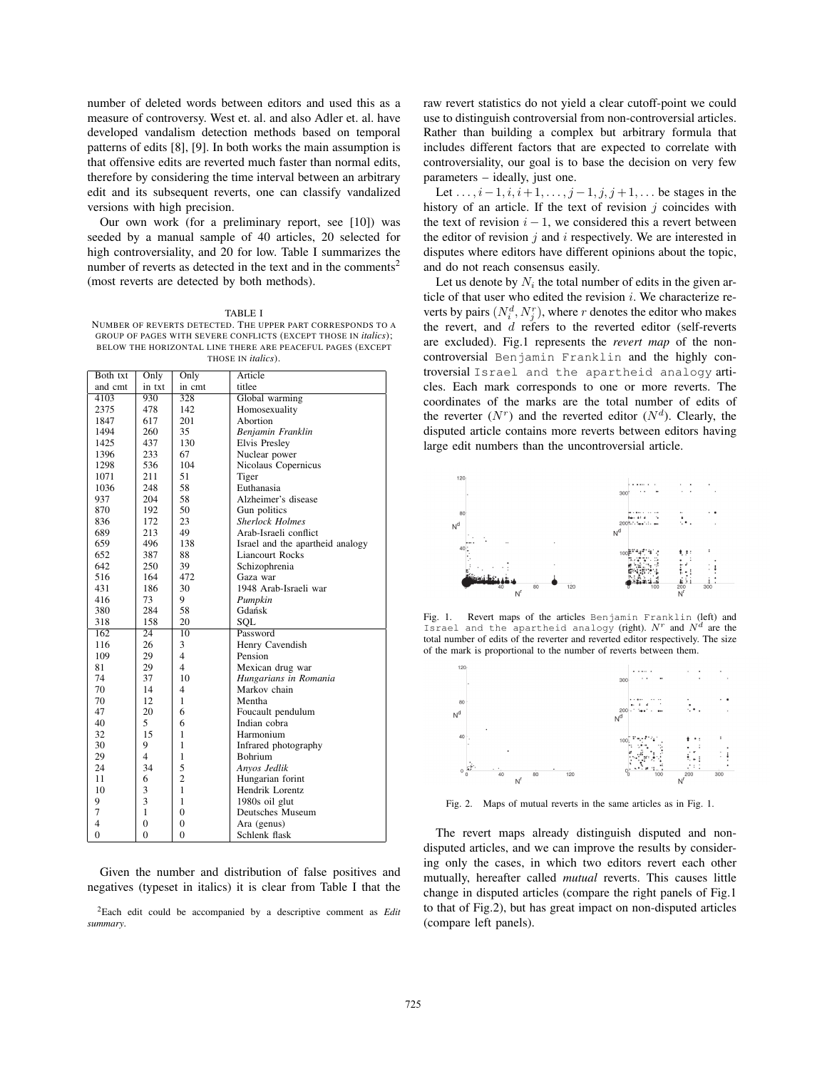number of deleted words between editors and used this as a measure of controversy. West et. al. and also Adler et. al. have developed vandalism detection methods based on temporal patterns of edits [8], [9]. In both works the main assumption is that offensive edits are reverted much faster than normal edits, therefore by considering the time interval between an arbitrary edit and its subsequent reverts, one can classify vandalized versions with high precision.

Our own work (for a preliminary report, see [10]) was seeded by a manual sample of 40 articles, 20 selected for high controversiality, and 20 for low. Table I summarizes the number of reverts as detected in the text and in the comments[2] (most reverts are detected by both methods).

TABLE I
NUMBER OF REVERTS DETECTED. THE UPPER PART CORRESPONDS TO A GROUP OF PAGES WITH SEVERE CONFLICTS (EXCEPT THOSE IN *italics*); BELOW THE HORIZONTAL LINE THERE ARE PEACEFUL PAGES (EXCEPT THOSE IN *italics*).

| Both txt and cmt | Only in txt | Only in cmt | Article titlee |
|---|---|---|---|
| 4103 | 930 | 328 | Global warming |
| 2375 | 478 | 142 | Homosexuality |
| 1847 | 617 | 201 | Abortion |
| 1494 | 260 | 35 | *Benjamin Franklin* |
| 1425 | 437 | 130 | Elvis Presley |
| 1396 | 233 | 67 | Nuclear power |
| 1298 | 536 | 104 | Nicolaus Copernicus |
| 1071 | 211 | 51 | Tiger |
| 1036 | 248 | 58 | Euthanasia |
| 937 | 204 | 58 | Alzheimer's disease |
| 870 | 192 | 50 | Gun politics |
| 836 | 172 | 23 | *Sherlock Holmes* |
| 689 | 213 | 49 | Arab-Israeli conflict |
| 659 | 496 | 138 | Israel and the apartheid analogy |
| 652 | 387 | 88 | Liancourt Rocks |
| 642 | 250 | 39 | Schizophrenia |
| 516 | 164 | 472 | Gaza war |
| 431 | 186 | 30 | 1948 Arab-Israeli war |
| 416 | 73 | 9 | *Pumpkin* |
| 380 | 284 | 58 | Gdańsk |
| 318 | 158 | 20 | SQL |
| 162 | 24 | 10 | Password |
| 116 | 26 | 3 | Henry Cavendish |
| 109 | 29 | 4 | Pension |
| 81 | 29 | 4 | Mexican drug war |
| 74 | 37 | 10 | *Hungarians in Romania* |
| 70 | 14 | 4 | Markov chain |
| 70 | 12 | 1 | Mentha |
| 47 | 20 | 6 | Foucault pendulum |
| 40 | 5 | 6 | Indian cobra |
| 32 | 15 | 1 | Harmonium |
| 30 | 9 | 1 | Infrared photography |
| 29 | 4 | 1 | Bohrium |
| 24 | 34 | 5 | *Anyos Jedlik* |
| 11 | 6 | 2 | Hungarian forint |
| 10 | 3 | 1 | Hendrik Lorentz |
| 9 | 3 | 1 | 1980s oil glut |
| 7 | 1 | 0 | Deutsches Museum |
| 4 | 0 | 0 | Ara (genus) |
| 0 | 0 | 0 | Schlenk flask |

Given the number and distribution of false positives and negatives (typeset in italics) it is clear from Table I that the raw revert statistics do not yield a clear cutoff-point we could use to distinguish controversial from non-controversial articles. Rather than building a complex but arbitrary formula that includes different factors that are expected to correlate with controversiality, our goal is to base the decision on very few parameters – ideally, just one.

[2]Each edit could be accompanied by a descriptive comment as *Edit summary*.

Let $\ldots, i-1, i, i+1, \ldots, j-1, j, j+1, \ldots$ be stages in the history of an article. If the text of revision $j$ coincides with the text of revision $i-1$, we considered this a revert between the editor of revision $j$ and $i$ respectively. We are interested in disputes where editors have different opinions about the topic, and do not reach consensus easily.

Let us denote by $N_i$ the total number of edits in the given article of that user who edited the revision $i$. We characterize reverts by pairs $(N_i^d, N_j^r)$, where $r$ denotes the editor who makes the revert, and $d$ refers to the reverted editor (self-reverts are excluded). Fig.1 represents the *revert map* of the non-controversial `Benjamin Franklin` and the highly controversial `Israel and the apartheid analogy` articles. Each mark corresponds to one or more reverts. The coordinates of the marks are the total number of edits of the reverter ($N^r$) and the reverted editor ($N^d$). Clearly, the disputed article contains more reverts between editors having large edit numbers than the uncontroversial article.

Fig. 1. Revert maps of the articles `Benjamin Franklin` (left) and `Israel and the apartheid analogy` (right). $N^r$ and $N^d$ are the total number of edits of the reverter and reverted editor respectively. The size of the mark is proportional to the number of reverts between them.

Fig. 2. Maps of mutual reverts in the same articles as in Fig. 1.

The revert maps already distinguish disputed and non-disputed articles, and we can improve the results by considering only the cases, in which two editors revert each other mutually, hereafter called *mutual* reverts. This causes little change in disputed articles (compare the right panels of Fig.1 to that of Fig.2), but has great impact on non-disputed articles (compare left panels).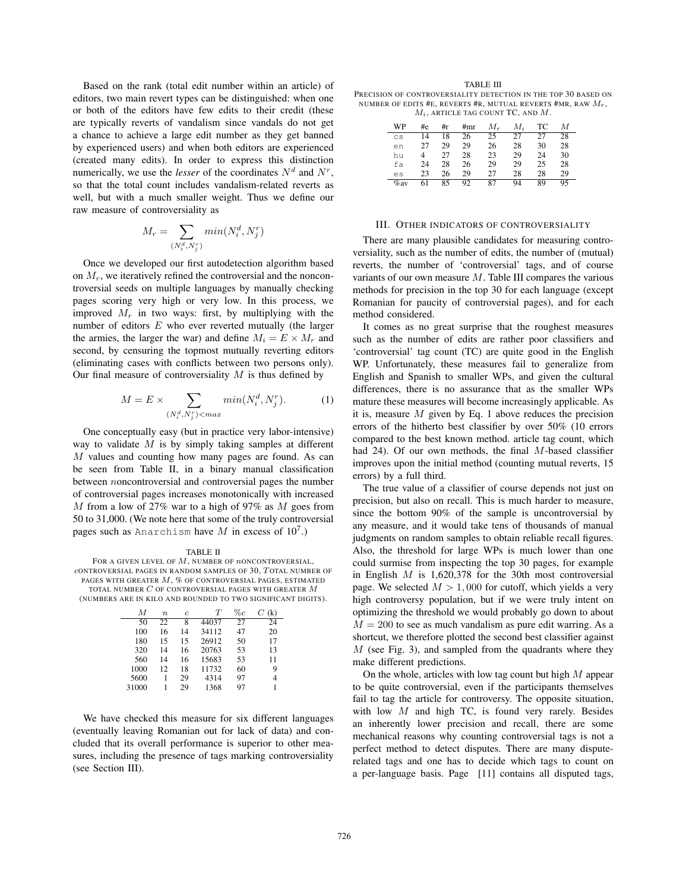Based on the rank (total edit number within an article) of editors, two main revert types can be distinguished: when one or both of the editors have few edits to their credit (these are typically reverts of vandalism since vandals do not get a chance to achieve a large edit number as they get banned by experienced users) and when both editors are experienced (created many edits). In order to express this distinction numerically, we use the *lesser* of the coordinates $N^d$ and $N^r$, so that the total count includes vandalism-related reverts as well, but with a much smaller weight. Thus we define our raw measure of controversiality as

$$M_r = \sum_{(N_i^d, N_j^r)} min(N_i^d, N_j^r)$$

Once we developed our first autodetection algorithm based on $M_r$, we iteratively refined the controversial and the noncontroversial seeds on multiple languages by manually checking pages scoring very high or very low. In this process, we improved $M_r$ in two ways: first, by multiplying with the number of editors $E$ who ever reverted mutually (the larger the armies, the larger the war) and define $M_i = E \times M_r$ and second, by censuring the topmost mutually reverting editors (eliminating cases with conflicts between two persons only). Our final measure of controversiality $M$ is thus defined by

$$M = E \times \sum_{(N_i^d, N_j^r) < max} min(N_i^d, N_j^r). \tag{1}$$

One conceptually easy (but in practice very labor-intensive) way to validate $M$ is by simply taking samples at different $M$ values and counting how many pages are found. As can be seen from Table II, in a binary manual classification between *n*oncontroversial and *c*ontroversial pages the number of controversial pages increases monotonically with increased $M$ from a low of 27% war to a high of 97% as $M$ goes from 50 to 31,000. (We note here that some of the truly controversial pages such as `Anarchism` have $M$ in excess of $10^7$.)

TABLE II
FOR A GIVEN LEVEL OF $M$, NUMBER OF *n*ONCONTROVERSIAL, *c*ONTROVERSIAL PAGES IN RANDOM SAMPLES OF 30, $T$OTAL NUMBER OF PAGES WITH GREATER $M$, % OF CONTROVERSIAL PAGES, ESTIMATED TOTAL NUMBER $C$ OF CONTROVERSIAL PAGES WITH GREATER $M$ (NUMBERS ARE IN KILO AND ROUNDED TO TWO SIGNIFICANT DIGITS).

| $M$ | $n$ | $c$ | $T$ | $\%c$ | $C$ (k) |
|---|---|---|---|---|---|
| 50 | 22 | 8 | 44037 | 27 | 24 |
| 100 | 16 | 14 | 34112 | 47 | 20 |
| 180 | 15 | 15 | 26912 | 50 | 17 |
| 320 | 14 | 16 | 20763 | 53 | 13 |
| 560 | 14 | 16 | 15683 | 53 | 11 |
| 1000 | 12 | 18 | 11732 | 60 | 9 |
| 5600 | 1 | 29 | 4314 | 97 | 4 |
| 31000 | 1 | 29 | 1368 | 97 | 1 |

We have checked this measure for six different languages (eventually leaving Romanian out for lack of data) and concluded that its overall performance is superior to other measures, including the presence of tags marking controversiality (see Section III).

TABLE III
PRECISION OF CONTROVERSIALITY DETECTION IN THE TOP 30 BASED ON NUMBER OF EDITS #E, REVERTS #R, MUTUAL REVERTS #MR, RAW $M_r$, $M_i$, ARTICLE TAG COUNT TC, AND $M$.

| WP | #e | #r | #mr | $M_r$ | $M_i$ | TC | $M$ |
|---|---|---|---|---|---|---|---|
| `cs` | 14 | 18 | 26 | 25 | 27 | 27 | 28 |
| `en` | 27 | 29 | 29 | 26 | 28 | 30 | 28 |
| `hu` | 4 | 27 | 28 | 23 | 29 | 24 | 30 |
| `fa` | 24 | 28 | 26 | 29 | 29 | 25 | 28 |
| `es` | 23 | 26 | 29 | 27 | 28 | 28 | 29 |
| %av | 61 | 85 | 92 | 87 | 94 | 89 | 95 |

## III. OTHER INDICATORS OF CONTROVERSIALITY

There are many plausible candidates for measuring controversiality, such as the number of edits, the number of (mutual) reverts, the number of 'controversial' tags, and of course variants of our own measure $M$. Table III compares the various methods for precision in the top 30 for each language (except Romanian for paucity of controversial pages), and for each method considered.

It comes as no great surprise that the roughest measures such as the number of edits are rather poor classifiers and 'controversial' tag count (TC) are quite good in the English WP. Unfortunately, these measures fail to generalize from English and Spanish to smaller WPs, and given the cultural differences, there is no assurance that as the smaller WPs mature these measures will become increasingly applicable. As it is, measure $M$ given by Eq. 1 above reduces the precision errors of the hitherto best classifier by over 50% (10 errors compared to the best known method. article tag count, which had 24). Of our own methods, the final $M$-based classifier improves upon the initial method (counting mutual reverts, 15 errors) by a full third.

The true value of a classifier of course depends not just on precision, but also on recall. This is much harder to measure, since the bottom 90% of the sample is uncontroversial by any measure, and it would take tens of thousands of manual judgments on random samples to obtain reliable recall figures. Also, the threshold for large WPs is much lower than one could surmise from inspecting the top 30 pages, for example in English $M$ is 1,620,378 for the 30th most controversial page. We selected $M > 1,000$ for cutoff, which yields a very high controversy population, but if we were truly intent on optimizing the threshold we would probably go down to about $M = 200$ to see as much vandalism as pure edit warring. As a shortcut, we therefore plotted the second best classifier against $M$ (see Fig. 3), and sampled from the quadrants where they make different predictions.

On the whole, articles with low tag count but high $M$ appear to be quite controversial, even if the participants themselves fail to tag the article for controversy. The opposite situation, with low $M$ and high TC, is found very rarely. Besides an inherently lower precision and recall, there are some mechanical reasons why counting controversial tags is not a perfect method to detect disputes. There are many dispute-related tags and one has to decide which tags to count on a per-language basis. Page [11] contains all disputed tags,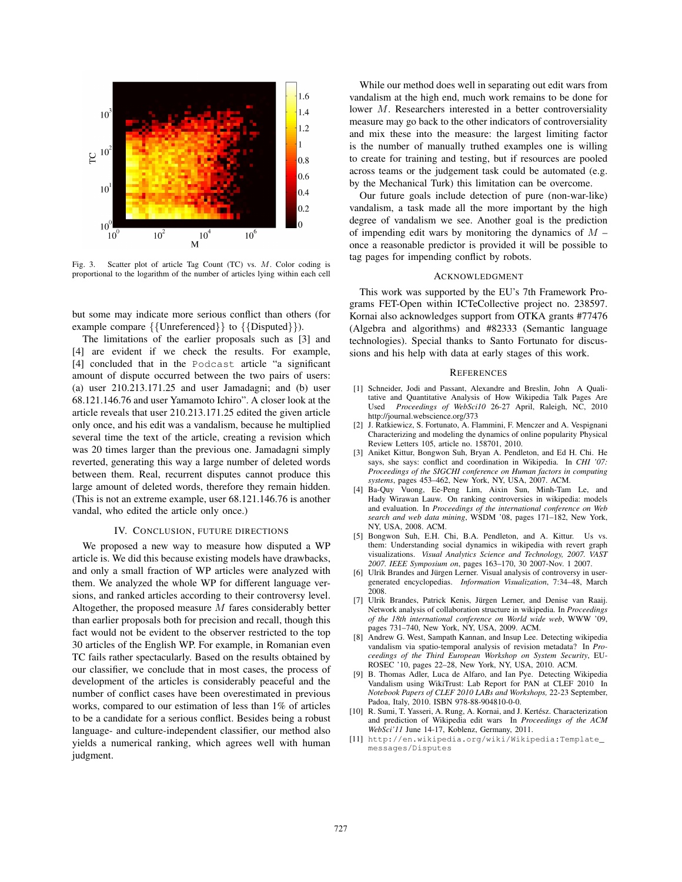TC

$10^3$

$10^2$

$10^1$

$10^0$

$10^0$ $10^2$ $10^4$ $10^6$

M

1.6 1.4 1.2 1 0.8 0.6 0.4 0.2 0

Fig. 3. Scatter plot of article Tag Count (TC) vs. $M$. Color coding is proportional to the logarithm of the number of articles lying within each cell

but some may indicate more serious conflict than others (for example compare {{Unreferenced}} to {{Disputed}}).

The limitations of the earlier proposals such as [3] and [4] are evident if we check the results. For example, [4] concluded that in the `Podcast` article "a significant amount of dispute occurred between the two pairs of users: (a) user 210.213.171.25 and user Jamadagni; and (b) user 68.121.146.76 and user Yamamoto Ichiro". A closer look at the article reveals that user 210.213.171.25 edited the given article only once, and his edit was a vandalism, because he multiplied several time the text of the article, creating a revision which was 20 times larger than the previous one. Jamadagni simply reverted, generating this way a large number of deleted words between them. Real, recurrent disputes cannot produce this large amount of deleted words, therefore they remain hidden. (This is not an extreme example, user 68.121.146.76 is another vandal, who edited the article only once.)

## IV. Conclusion, Future Directions

We proposed a new way to measure how disputed a WP article is. We did this because existing models have drawbacks, and only a small fraction of WP articles were analyzed with them. We analyzed the whole WP for different language versions, and ranked articles according to their controversy level. Altogether, the proposed measure $M$ fares considerably better than earlier proposals both for precision and recall, though this fact would not be evident to the observer restricted to the top 30 articles of the English WP. For example, in Romanian even TC fails rather spectacularly. Based on the results obtained by our classifier, we conclude that in most cases, the process of development of the articles is considerably peaceful and the number of conflict cases have been overestimated in previous works, compared to our estimation of less than 1% of articles to be a candidate for a serious conflict. Besides being a robust language- and culture-independent classifier, our method also yields a numerical ranking, which agrees well with human judgment.

While our method does well in separating out edit wars from vandalism at the high end, much work remains to be done for lower $M$. Researchers interested in a better controversiality measure may go back to the other indicators of controversiality and mix these into the measure: the largest limiting factor is the number of manually truthed examples one is willing to create for training and testing, but if resources are pooled across teams or the judgement task could be automated (e.g. by the Mechanical Turk) this limitation can be overcome.

Our future goals include detection of pure (non-war-like) vandalism, a task made all the more important by the high degree of vandalism we see. Another goal is the prediction of impending edit wars by monitoring the dynamics of $M$ – once a reasonable predictor is provided it will be possible to tag pages for impending conflict by robots.

## Acknowledgment

This work was supported by the EU's 7th Framework Programs FET-Open within ICTeCollective project no. 238597. Kornai also acknowledges support from OTKA grants #77476 (Algebra and algorithms) and #82333 (Semantic language technologies). Special thanks to Santo Fortunato for discussions and his help with data at early stages of this work.

## References

[1] Schneider, Jodi and Passant, Alexandre and Breslin, John A Qualitative and Quantitative Analysis of How Wikipedia Talk Pages Are Used *Proceedings of WebSci10* 26-27 April, Raleigh, NC, 2010 http://journal.webscience.org/373

[2] J. Ratkiewicz, S. Fortunato, A. Flammini, F. Menczer and A. Vespignani Characterizing and modeling the dynamics of online popularity Physical Review Letters 105, article no. 158701, 2010.

[3] Aniket Kittur, Bongwon Suh, Bryan A. Pendleton, and Ed H. Chi. He says, she says: conflict and coordination in Wikipedia. In *CHI '07: Proceedings of the SIGCHI conference on Human factors in computing systems*, pages 453–462, New York, NY, USA, 2007. ACM.

[4] Ba-Quy Vuong, Ee-Peng Lim, Aixin Sun, Minh-Tam Le, and Hady Wirawan Lauw. On ranking controversies in wikipedia: models and evaluation. In *Proceedings of the international conference on Web search and web data mining*, WSDM '08, pages 171–182, New York, NY, USA, 2008. ACM.

[5] Bongwon Suh, E.H. Chi, B.A. Pendleton, and A. Kittur. Us vs. them: Understanding social dynamics in wikipedia with revert graph visualizations. *Visual Analytics Science and Technology, 2007. VAST 2007. IEEE Symposium on*, pages 163–170, 30 2007-Nov. 1 2007.

[6] Ulrik Brandes and Jürgen Lerner. Visual analysis of controversy in user-generated encyclopedias. *Information Visualization*, 7:34–48, March 2008.

[7] Ulrik Brandes, Patrick Kenis, Jürgen Lerner, and Denise van Raaij. Network analysis of collaboration structure in wikipedia. In *Proceedings of the 18th international conference on World wide web*, WWW '09, pages 731–740, New York, NY, USA, 2009. ACM.

[8] Andrew G. West, Sampath Kannan, and Insup Lee. Detecting wikipedia vandalism via spatio-temporal analysis of revision metadata? In *Proceedings of the Third European Workshop on System Security*, EUROSEC '10, pages 22–28, New York, NY, USA, 2010. ACM.

[9] B. Thomas Adler, Luca de Alfaro, and Ian Pye. Detecting Wikipedia Vandalism using WikiTrust: Lab Report for PAN at CLEF 2010 In *Notebook Papers of CLEF 2010 LABs and Workshops,* 22-23 September, Padoa, Italy, 2010. ISBN 978-88-904810-0-0.

[10] R. Sumi, T. Yasseri, A. Rung, A. Kornai, and J. Kertész. Characterization and prediction of Wikipedia edit wars In *Proceedings of the ACM WebSci'11* June 14-17, Koblenz, Germany, 2011.

[11] `http://en.wikipedia.org/wiki/Wikipedia:Template_messages/Disputes`